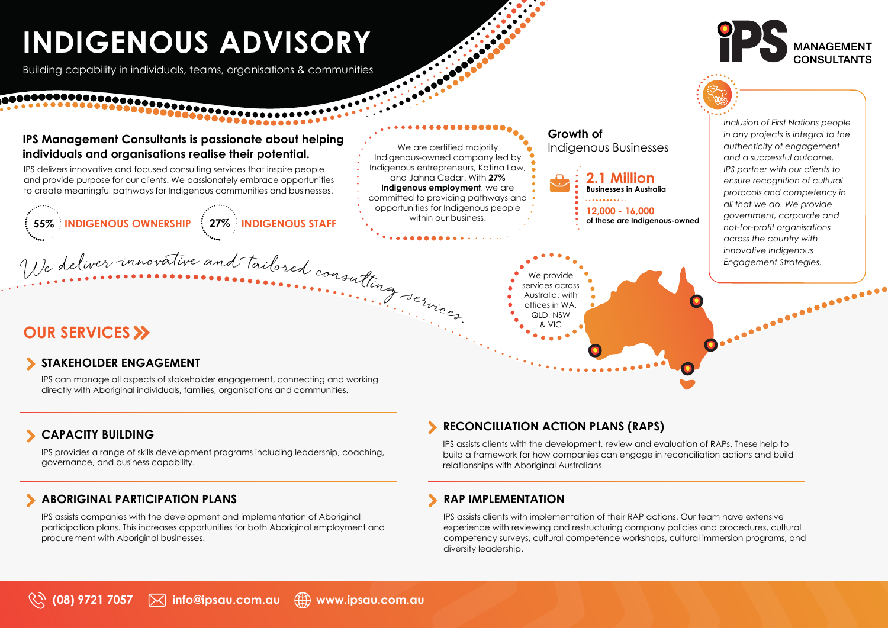# INDIGENOUS ADVISORY

Building capability in individuals, teams, organisations & communities

**IPS MANAGEMENT CONSULTANTS**

## IPS Management Consultants is passionate about helping individuals and organisations realise their potential.

IPS delivers innovative and focused consulting services that inspire people and provide purpose for our clients. We passionately embrace opportunities to create meaningful pathways for Indigenous communities and businesses.

**55%** **INDIGENOUS OWNERSHIP**

**27%** **INDIGENOUS STAFF**

We are certified majority Indigenous-owned company led by Indigenous entrepreneurs, Katina Law, and Jahna Cedar. With **27% Indigenous employment**, we are committed to providing pathways and opportunities for Indigenous people within our business.

**Growth of** Indigenous Businesses

**2.1 Million**
**Businesses in Australia**

**12,000 - 16,000**
**of these are Indigenous-owned**

*Inclusion of First Nations people in any projects is integral to the authenticity of engagement and a successful outcome. IPS partner with our clients to ensure recognition of cultural protocols and competency in all that we do. We provide government, corporate and not-for-profit organisations across the country with innovative Indigenous Engagement Strategies.*

*We deliver innovative and tailored consulting services.*

We provide services across Australia, with offices in WA, QLD, NSW & VIC

## OUR SERVICES

### STAKEHOLDER ENGAGEMENT

IPS can manage all aspects of stakeholder engagement, connecting and working directly with Aboriginal individuals, families, organisations and communities.

### CAPACITY BUILDING

IPS provides a range of skills development programs including leadership, coaching, governance, and business capability.

### ABORIGINAL PARTICIPATION PLANS

IPS assists companies with the development and implementation of Aboriginal participation plans. This increases opportunities for both Aboriginal employment and procurement with Aboriginal businesses.

### RECONCILIATION ACTION PLANS (RAPS)

IPS assists clients with the development, review and evaluation of RAPs. These help to build a framework for how companies can engage in reconciliation actions and build relationships with Aboriginal Australians.

### RAP IMPLEMENTATION

IPS assists clients with implementation of their RAP actions. Our team have extensive experience with reviewing and restructuring company policies and procedures, cultural competency surveys, cultural competence workshops, cultural immersion programs, and diversity leadership.

(08) 9721 7057 | info@ipsau.com.au | www.ipsau.com.au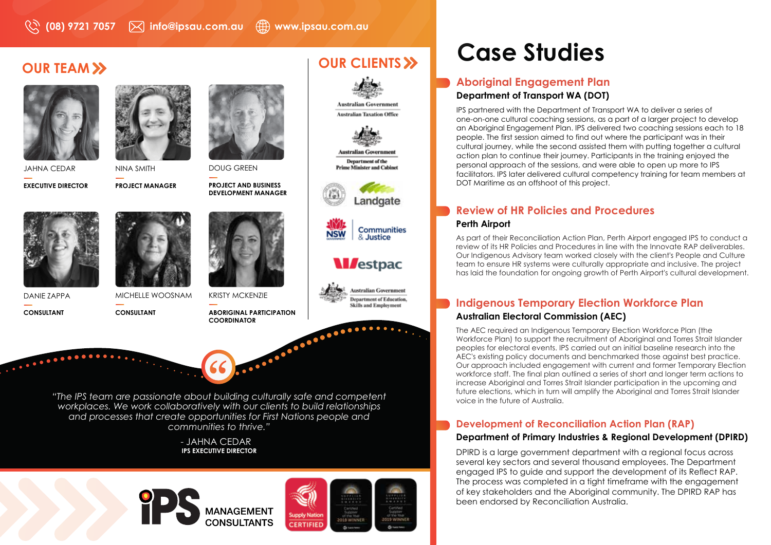(08) 9721 7057 info@ipsau.com.au www.ipsau.com.au

## OUR TEAM

JAHNA CEDAR
**EXECUTIVE DIRECTOR**

NINA SMITH
**PROJECT MANAGER**

DOUG GREEN
**PROJECT AND BUSINESS DEVELOPMENT MANAGER**

DANIE ZAPPA
**CONSULTANT**

MICHELLE WOOSNAM
**CONSULTANT**

KRISTY MCKENZIE
**ABORIGINAL PARTICIPATION COORDINATOR**

## OUR CLIENTS

Australian Government – Australian Taxation Office

Australian Government – Department of the Prime Minister and Cabinet

Landgate

NSW Government – Communities & Justice

Westpac

Australian Government – Department of Education, Skills and Employment

*"The IPS team are passionate about building culturally safe and competent workplaces. We work collaboratively with our clients to build relationships and processes that create opportunities for First Nations people and communities to thrive."*

- JAHNA CEDAR
**IPS EXECUTIVE DIRECTOR**

IPS MANAGEMENT CONSULTANTS

Supply Nation CERTIFIED

Certified Supplier of the Year 2018 WINNER

Certified Supplier of the Year 2019 WINNER

# Case Studies

## Aboriginal Engagement Plan

**Department of Transport WA (DOT)**

IPS partnered with the Department of Transport WA to deliver a series of one-on-one cultural coaching sessions, as a part of a larger project to develop an Aboriginal Engagement Plan. IPS delivered two coaching sessions each to 18 people. The first session aimed to find out where the participant was in their cultural journey, while the second assisted them with putting together a cultural action plan to continue their journey. Participants in the training enjoyed the personal approach of the sessions, and were able to open up more to IPS facilitators. IPS later delivered cultural competency training for team members at DOT Maritime as an offshoot of this project.

## Review of HR Policies and Procedures

**Perth Airport**

As part of their Reconciliation Action Plan, Perth Airport engaged IPS to conduct a review of its HR Policies and Procedures in line with the Innovate RAP deliverables. Our Indigenous Advisory team worked closely with the client's People and Culture team to ensure HR systems were culturally appropriate and inclusive. The project has laid the foundation for ongoing growth of Perth Airport's cultural development.

## Indigenous Temporary Election Workforce Plan

**Australian Electoral Commission (AEC)**

The AEC required an Indigenous Temporary Election Workforce Plan (the Workforce Plan) to support the recruitment of Aboriginal and Torres Strait Islander peoples for electoral events. IPS carried out an initial baseline research into the AEC's existing policy documents and benchmarked those against best practice. Our approach included engagement with current and former Temporary Election workforce staff. The final plan outlined a series of short and longer term actions to increase Aboriginal and Torres Strait Islander participation in the upcoming and future elections, which in turn will amplify the Aboriginal and Torres Strait Islander voice in the future of Australia.

## Development of Reconciliation Action Plan (RAP)

**Department of Primary Industries & Regional Development (DPIRD)**

DPIRD is a large government department with a regional focus across several key sectors and several thousand employees. The Department engaged IPS to guide and support the development of its Reflect RAP. The process was completed in a tight timeframe with the engagement of key stakeholders and the Aboriginal community. The DPIRD RAP has been endorsed by Reconciliation Australia.